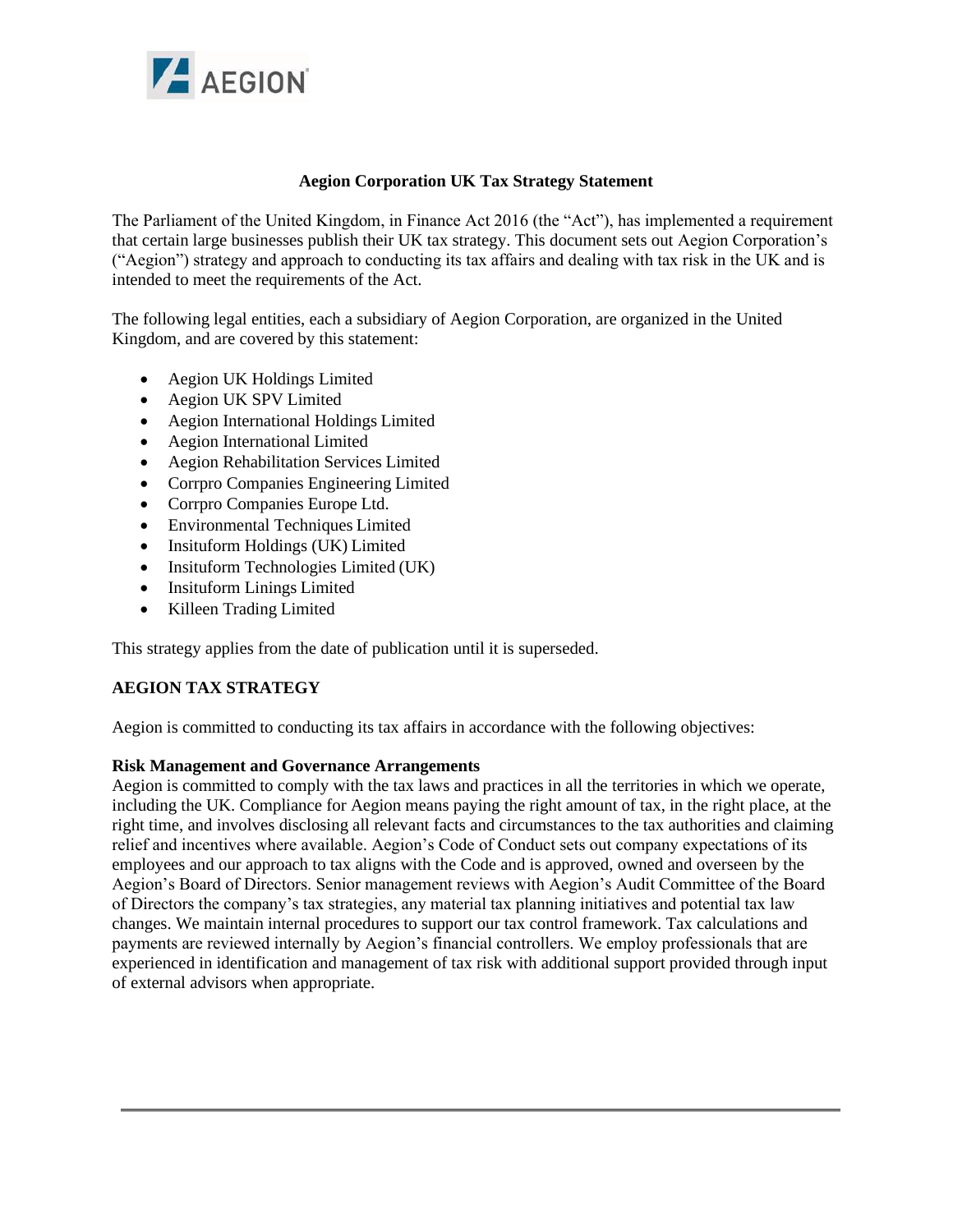# Aegion Corporation UK Tax Strategy Statement

The Parliament of the United Kingdom, in Finance Act 2016 (the "Act"), has implemented a requirement that certain large businesses publish their UK tax strategy. This document sets out Aegion Corporation's ("Aegion") strategy and approach to conducting its tax affairs and dealing with tax risk in the UK and is intended to meet the requirements of the Act.

The following legal entities, each a subsidiary of Aegion Corporation, are organized in the United Kingdom, and are covered by this statement:

- Aegion UK Holdings Limited
- Aegion UK SPV Limited
- Aegion International Holdings Limited
- Aegion International Limited
- Aegion Rehabilitation Services Limited
- Corrpro Companies Engineering Limited
- Corrpro Companies Europe Ltd.
- Environmental Techniques Limited
- Insituform Holdings (UK) Limited
- Insituform Technologies Limited (UK)
- Insituform Linings Limited
- Killeen Trading Limited

This strategy applies from the date of publication until it is superseded.

## AEGION TAX STRATEGY

Aegion is committed to conducting its tax affairs in accordance with the following objectives:

### Risk Management and Governance Arrangements

Aegion is committed to comply with the tax laws and practices in all the territories in which we operate, including the UK. Compliance for Aegion means paying the right amount of tax, in the right place, at the right time, and involves disclosing all relevant facts and circumstances to the tax authorities and claiming relief and incentives where available. Aegion's Code of Conduct sets out company expectations of its employees and our approach to tax aligns with the Code and is approved, owned and overseen by the Aegion's Board of Directors. Senior management reviews with Aegion's Audit Committee of the Board of Directors the company's tax strategies, any material tax planning initiatives and potential tax law changes. We maintain internal procedures to support our tax control framework. Tax calculations and payments are reviewed internally by Aegion's financial controllers. We employ professionals that are experienced in identification and management of tax risk with additional support provided through input of external advisors when appropriate.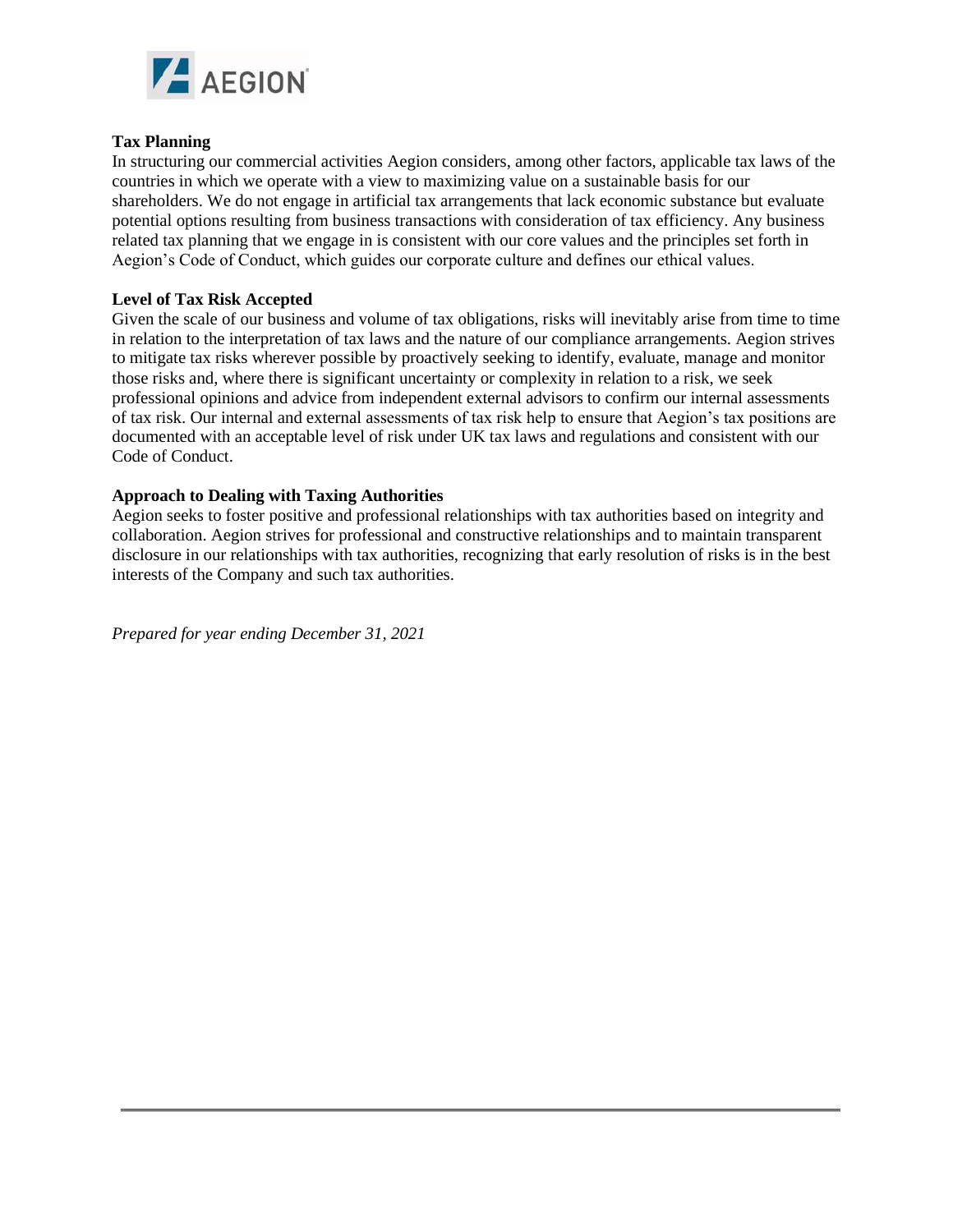**Tax Planning**

In structuring our commercial activities Aegion considers, among other factors, applicable tax laws of the countries in which we operate with a view to maximizing value on a sustainable basis for our shareholders. We do not engage in artificial tax arrangements that lack economic substance but evaluate potential options resulting from business transactions with consideration of tax efficiency. Any business related tax planning that we engage in is consistent with our core values and the principles set forth in Aegion's Code of Conduct, which guides our corporate culture and defines our ethical values.

**Level of Tax Risk Accepted**

Given the scale of our business and volume of tax obligations, risks will inevitably arise from time to time in relation to the interpretation of tax laws and the nature of our compliance arrangements. Aegion strives to mitigate tax risks wherever possible by proactively seeking to identify, evaluate, manage and monitor those risks and, where there is significant uncertainty or complexity in relation to a risk, we seek professional opinions and advice from independent external advisors to confirm our internal assessments of tax risk. Our internal and external assessments of tax risk help to ensure that Aegion's tax positions are documented with an acceptable level of risk under UK tax laws and regulations and consistent with our Code of Conduct.

**Approach to Dealing with Taxing Authorities**

Aegion seeks to foster positive and professional relationships with tax authorities based on integrity and collaboration. Aegion strives for professional and constructive relationships and to maintain transparent disclosure in our relationships with tax authorities, recognizing that early resolution of risks is in the best interests of the Company and such tax authorities.

*Prepared for year ending December 31, 2021*